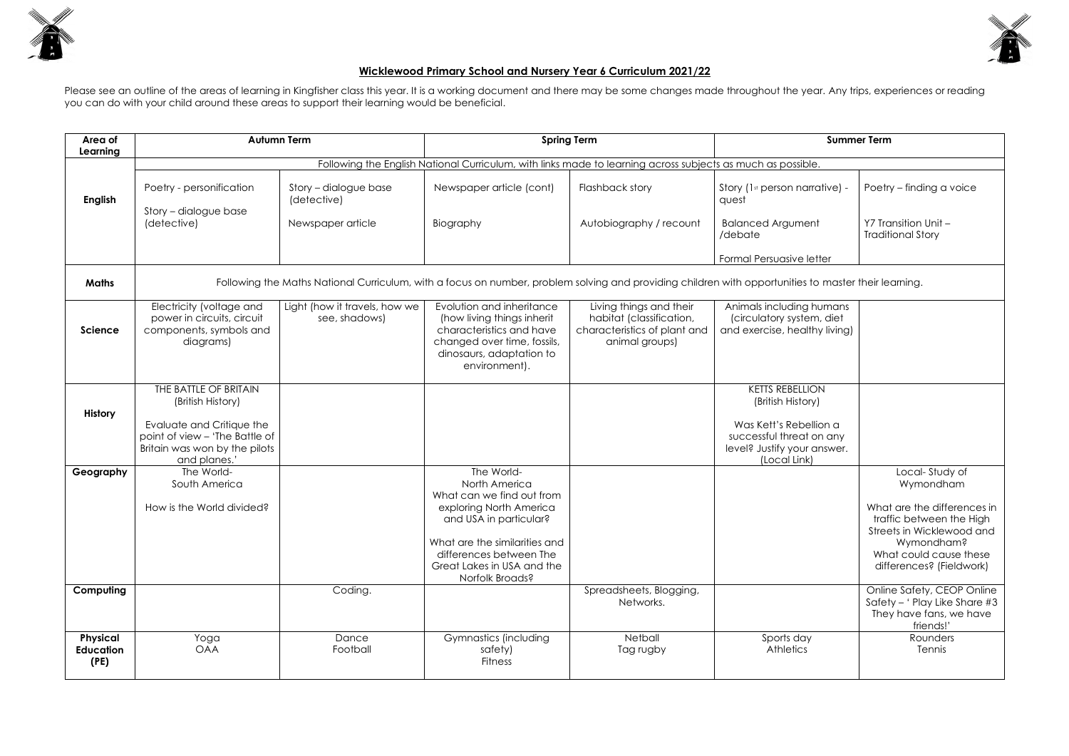# Wicklewood Primary School and Nursery Year 6 Curriculum 2021/22

Please see an outline of the areas of learning in Kingfisher class this year. It is a working document and there may be some changes made throughout the year. Any trips, experiences or reading you can do with your child around these areas to support their learning would be beneficial.

| Area of Learning | Autumn Term | | Spring Term | | Summer Term | |
|---|---|---|---|---|---|---|
| **English** | Following the English National Curriculum, with links made to learning across subjects as much as possible. | | | | | |
| | Poetry - personification<br><br>Story – dialogue base (detective) | Story – dialogue base (detective)<br><br>Newspaper article | Newspaper article (cont)<br><br>Biography | Flashback story<br><br>Autobiography / recount | Story (1st person narrative) - quest<br><br>Balanced Argument /debate<br><br>Formal Persuasive letter | Poetry – finding a voice<br><br>Y7 Transition Unit – Traditional Story |
| **Maths** | Following the Maths National Curriculum, with a focus on number, problem solving and providing children with opportunities to master their learning. | | | | | |
| **Science** | Electricity (voltage and power in circuits, circuit components, symbols and diagrams) | Light (how it travels, how we see, shadows) | Evolution and inheritance (how living things inherit characteristics and have changed over time, fossils, dinosaurs, adaptation to environment). | Living things and their habitat (classification, characteristics of plant and animal groups) | Animals including humans (circulatory system, diet and exercise, healthy living) | |
| **History** | THE BATTLE OF BRITAIN (British History)<br><br>Evaluate and Critique the point of view – 'The Battle of Britain was won by the pilots and planes.' | | | | KETTS REBELLION (British History)<br><br>Was Kett's Rebellion a successful threat on any level? Justify your answer. (Local Link) | |
| **Geography** | The World- South America<br><br>How is the World divided? | | The World- North America<br>What can we find out from exploring North America and USA in particular?<br><br>What are the similarities and differences between The Great Lakes in USA and the Norfolk Broads? | | | Local- Study of Wymondham<br><br>What are the differences in traffic between the High Streets in Wicklewood and Wymondham? What could cause these differences? (Fieldwork) |
| **Computing** | | Coding. | | Spreadsheets, Blogging, Networks. | | Online Safety, CEOP Online Safety – ' Play Like Share #3 They have fans, we have friends!' |
| **Physical Education (PE)** | Yoga<br>OAA | Dance<br>Football | Gymnastics (including safety)<br>Fitness | Netball<br>Tag rugby | Sports day<br>Athletics | Rounders<br>Tennis |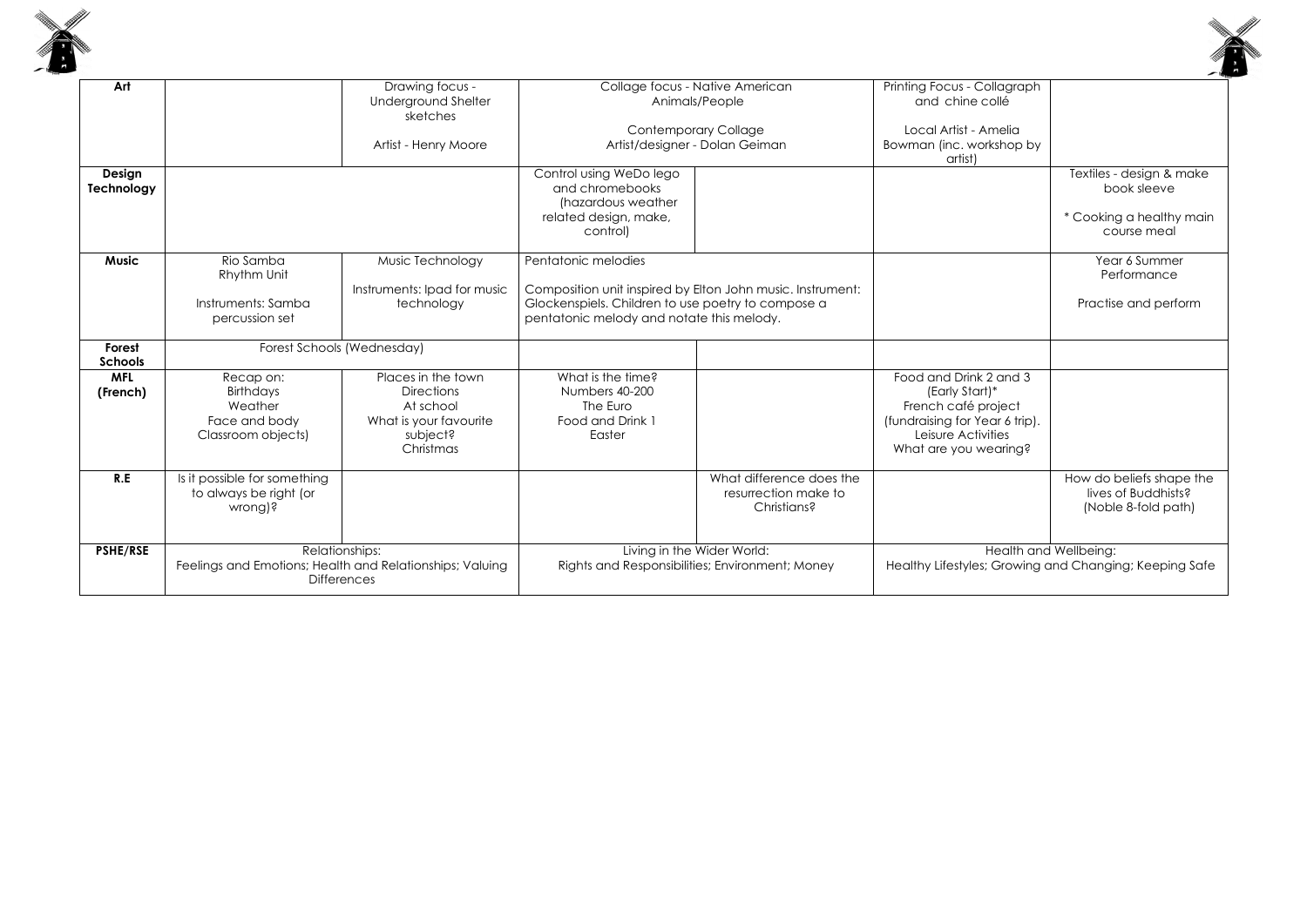| | | | | | | |
|---|---|---|---|---|---|---|
| **Art** | | Drawing focus - Underground Shelter sketches<br><br>Artist - Henry Moore | Collage focus - Native American Animals/People<br><br>Contemporary Collage<br>Artist/designer - Dolan Geiman | | Printing Focus - Collagraph and chine collé<br><br>Local Artist - Amelia Bowman (inc. workshop by artist) | |
| **Design Technology** | | | Control using WeDo lego and chromebooks (hazardous weather related design, make, control) | | | Textiles - design & make book sleeve<br><br>* Cooking a healthy main course meal |
| **Music** | Rio Samba Rhythm Unit<br><br>Instruments: Samba percussion set | Music Technology<br><br>Instruments: Ipad for music technology | Pentatonic melodies<br><br>Composition unit inspired by Elton John music. Instrument: Glockenspiels. Children to use poetry to compose a pentatonic melody and notate this melody. | | | Year 6 Summer Performance<br><br>Practise and perform |
| **Forest Schools** | Forest Schools (Wednesday) | | | | | |
| **MFL (French)** | Recap on:<br>Birthdays<br>Weather<br>Face and body<br>Classroom objects) | Places in the town<br>Directions<br>At school<br>What is your favourite subject?<br>Christmas | What is the time?<br>Numbers 40-200<br>The Euro<br>Food and Drink 1<br>Easter | | Food and Drink 2 and 3 (Early Start)*<br>French café project (fundraising for Year 6 trip).<br>Leisure Activities<br>What are you wearing? | |
| **R.E** | Is it possible for something to always be right (or wrong)? | | | What difference does the resurrection make to Christians? | | How do beliefs shape the lives of Buddhists? (Noble 8-fold path) |
| **PSHE/RSE** | Relationships:<br>Feelings and Emotions; Health and Relationships; Valuing Differences | | Living in the Wider World:<br>Rights and Responsibilities; Environment; Money | | Health and Wellbeing:<br>Healthy Lifestyles; Growing and Changing; Keeping Safe | |